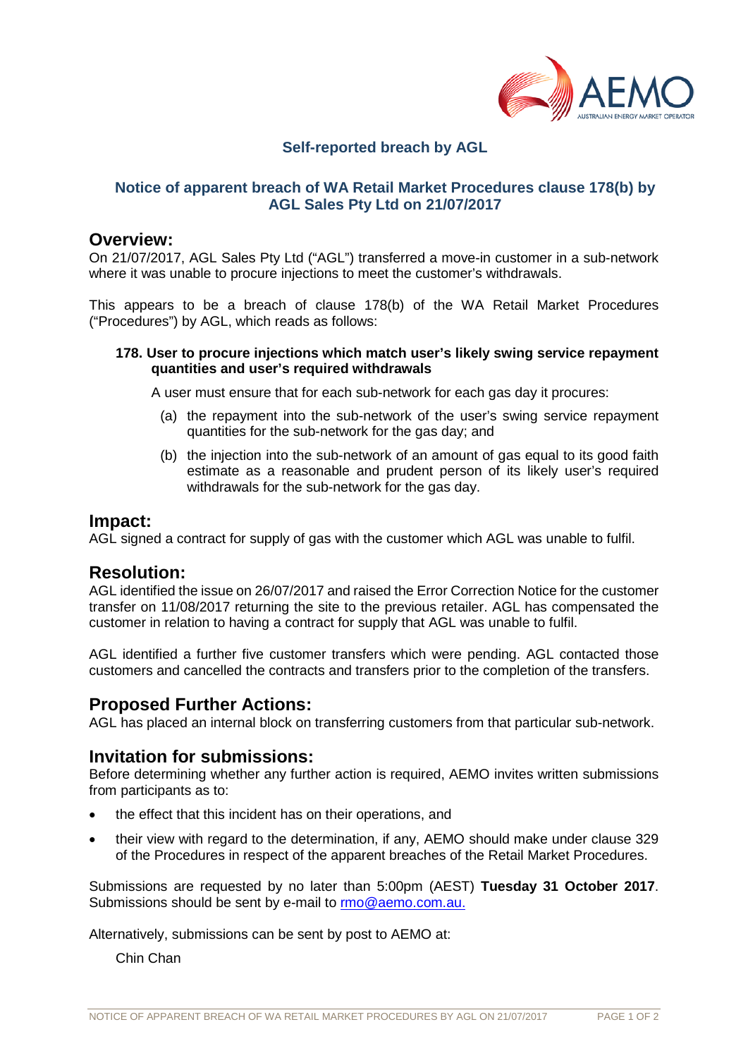## Self-reported breach by AGL

### Notice of apparent breach of WA Retail Market Procedures clause 178(b) by AGL Sales Pty Ltd on 21/07/2017

# Overview:

On 21/07/2017, AGL Sales Pty Ltd ("AGL") transferred a move-in customer in a sub-network where it was unable to procure injections to meet the customer's withdrawals.

This appears to be a breach of clause 178(b) of the WA Retail Market Procedures ("Procedures") by AGL, which reads as follows:

> **178. User to procure injections which match user's likely swing service repayment quantities and user's required withdrawals**
>
> A user must ensure that for each sub-network for each gas day it procures:
>
> (a) the repayment into the sub-network of the user's swing service repayment quantities for the sub-network for the gas day; and
>
> (b) the injection into the sub-network of an amount of gas equal to its good faith estimate as a reasonable and prudent person of its likely user's required withdrawals for the sub-network for the gas day.

# Impact:

AGL signed a contract for supply of gas with the customer which AGL was unable to fulfil.

# Resolution:

AGL identified the issue on 26/07/2017 and raised the Error Correction Notice for the customer transfer on 11/08/2017 returning the site to the previous retailer. AGL has compensated the customer in relation to having a contract for supply that AGL was unable to fulfil.

AGL identified a further five customer transfers which were pending. AGL contacted those customers and cancelled the contracts and transfers prior to the completion of the transfers.

# Proposed Further Actions:

AGL has placed an internal block on transferring customers from that particular sub-network.

# Invitation for submissions:

Before determining whether any further action is required, AEMO invites written submissions from participants as to:

- the effect that this incident has on their operations, and
- their view with regard to the determination, if any, AEMO should make under clause 329 of the Procedures in respect of the apparent breaches of the Retail Market Procedures.

Submissions are requested by no later than 5:00pm (AEST) **Tuesday 31 October 2017**. Submissions should be sent by e-mail to rmo@aemo.com.au.

Alternatively, submissions can be sent by post to AEMO at:

Chin Chan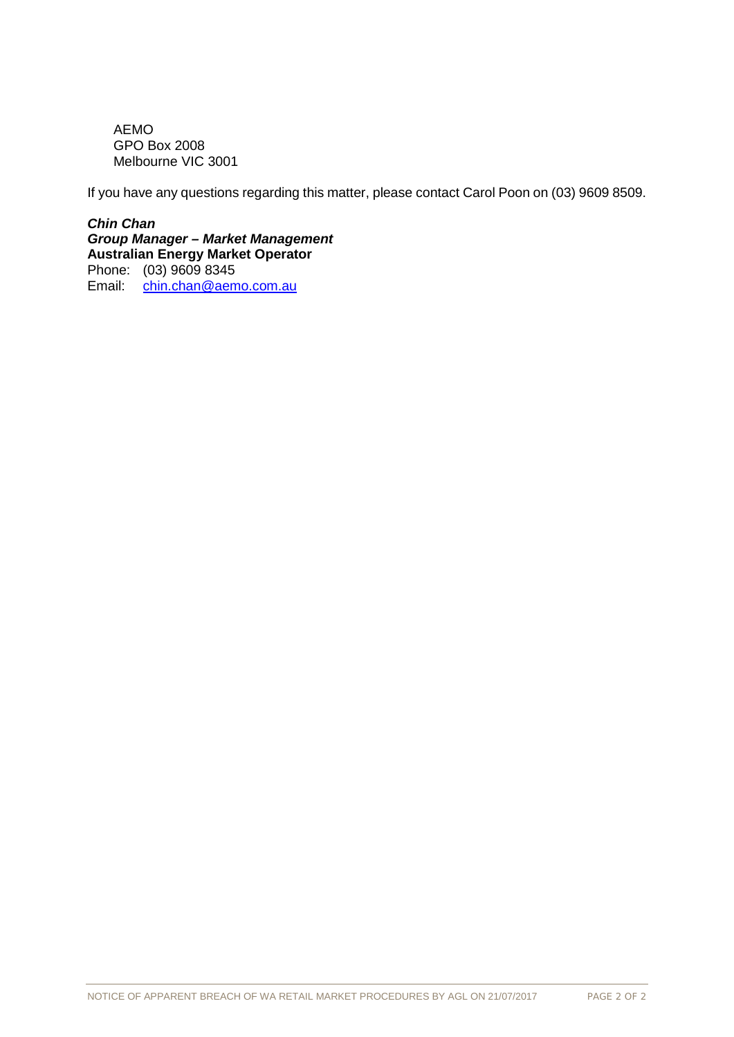AEMO
GPO Box 2008
Melbourne VIC 3001

If you have any questions regarding this matter, please contact Carol Poon on (03) 9609 8509.

***Chin Chan***
***Group Manager – Market Management***
**Australian Energy Market Operator**
Phone: (03) 9609 8345
Email: chin.chan@aemo.com.au